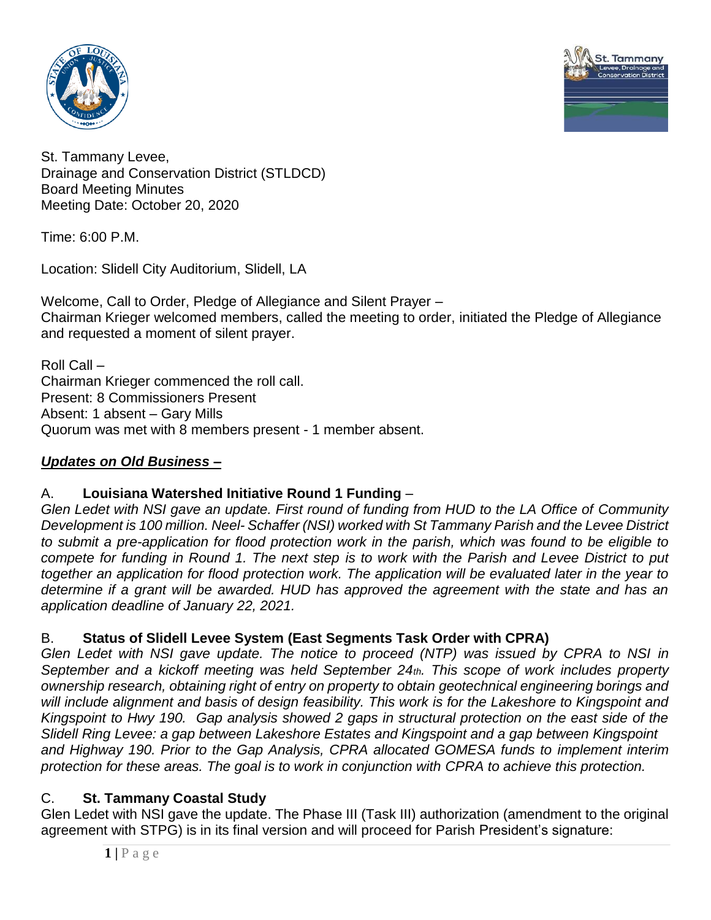St. Tammany Levee,
Drainage and Conservation District (STLDCD)
Board Meeting Minutes
Meeting Date: October 20, 2020

Time: 6:00 P.M.

Location: Slidell City Auditorium, Slidell, LA

Welcome, Call to Order, Pledge of Allegiance and Silent Prayer –
Chairman Krieger welcomed members, called the meeting to order, initiated the Pledge of Allegiance and requested a moment of silent prayer.

Roll Call –
Chairman Krieger commenced the roll call.
Present: 8 Commissioners Present
Absent: 1 absent – Gary Mills
Quorum was met with 8 members present - 1 member absent.

***Updates on Old Business –***

A. **Louisiana Watershed Initiative Round 1 Funding** –
*Glen Ledet with NSI gave an update. First round of funding from HUD to the LA Office of Community Development is 100 million. Neel- Schaffer (NSI) worked with St Tammany Parish and the Levee District to submit a pre-application for flood protection work in the parish, which was found to be eligible to compete for funding in Round 1. The next step is to work with the Parish and Levee District to put together an application for flood protection work. The application will be evaluated later in the year to determine if a grant will be awarded. HUD has approved the agreement with the state and has an application deadline of January 22, 2021.*

B. **Status of Slidell Levee System (East Segments Task Order with CPRA)**
*Glen Ledet with NSI gave update. The notice to proceed (NTP) was issued by CPRA to NSI in September and a kickoff meeting was held September 24th. This scope of work includes property ownership research, obtaining right of entry on property to obtain geotechnical engineering borings and will include alignment and basis of design feasibility. This work is for the Lakeshore to Kingspoint and Kingspoint to Hwy 190. Gap analysis showed 2 gaps in structural protection on the east side of the Slidell Ring Levee: a gap between Lakeshore Estates and Kingspoint and a gap between Kingspoint and Highway 190. Prior to the Gap Analysis, CPRA allocated GOMESA funds to implement interim protection for these areas. The goal is to work in conjunction with CPRA to achieve this protection.*

C. **St. Tammany Coastal Study**
Glen Ledet with NSI gave the update. The Phase III (Task III) authorization (amendment to the original agreement with STPG) is in its final version and will proceed for Parish President's signature: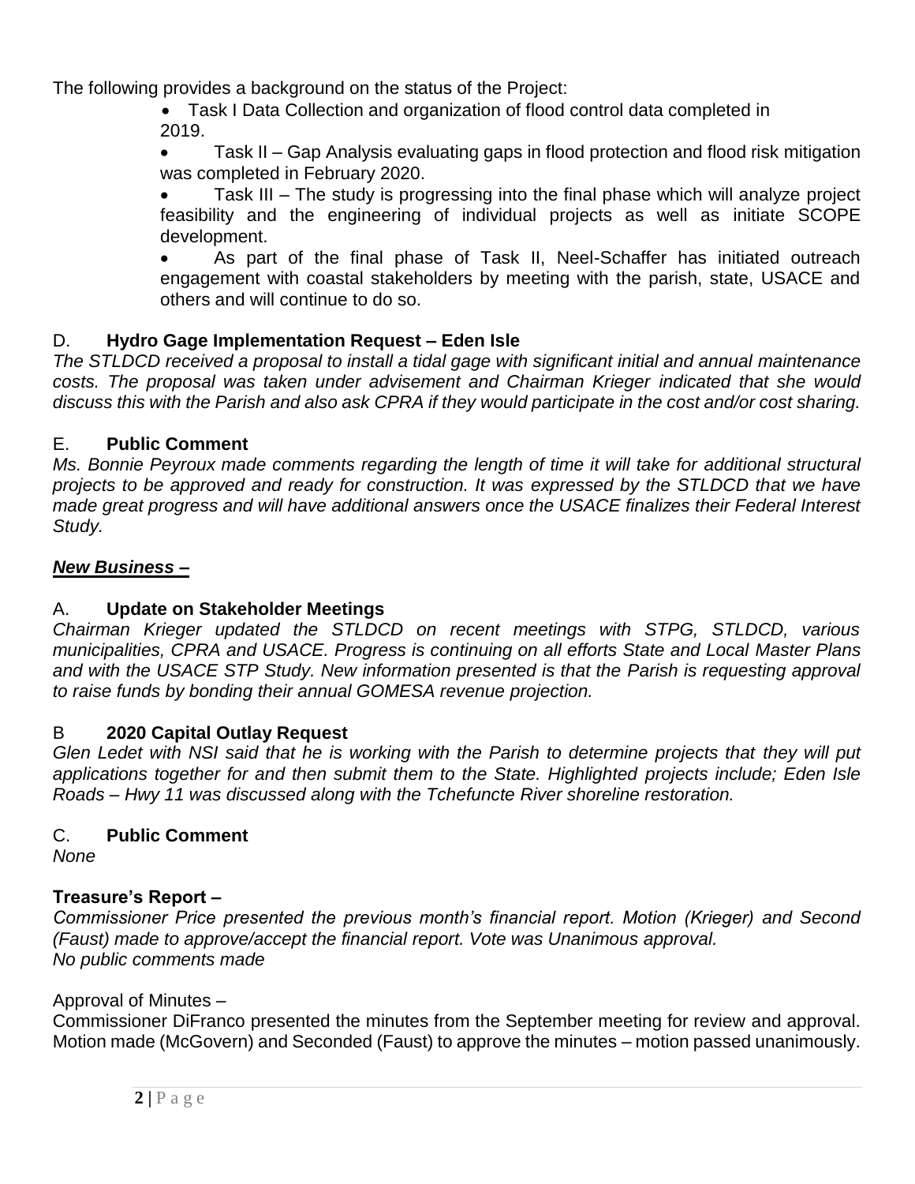The following provides a background on the status of the Project:

- Task I Data Collection and organization of flood control data completed in 2019.
- Task II – Gap Analysis evaluating gaps in flood protection and flood risk mitigation was completed in February 2020.
- Task III – The study is progressing into the final phase which will analyze project feasibility and the engineering of individual projects as well as initiate SCOPE development.
- As part of the final phase of Task II, Neel-Schaffer has initiated outreach engagement with coastal stakeholders by meeting with the parish, state, USACE and others and will continue to do so.

D. **Hydro Gage Implementation Request – Eden Isle**

*The STLDCD received a proposal to install a tidal gage with significant initial and annual maintenance costs. The proposal was taken under advisement and Chairman Krieger indicated that she would discuss this with the Parish and also ask CPRA if they would participate in the cost and/or cost sharing.*

E. **Public Comment**

*Ms. Bonnie Peyroux made comments regarding the length of time it will take for additional structural projects to be approved and ready for construction. It was expressed by the STLDCD that we have made great progress and will have additional answers once the USACE finalizes their Federal Interest Study.*

***New Business –***

A. **Update on Stakeholder Meetings**

*Chairman Krieger updated the STLDCD on recent meetings with STPG, STLDCD, various municipalities, CPRA and USACE. Progress is continuing on all efforts State and Local Master Plans and with the USACE STP Study. New information presented is that the Parish is requesting approval to raise funds by bonding their annual GOMESA revenue projection.*

B **2020 Capital Outlay Request**

*Glen Ledet with NSI said that he is working with the Parish to determine projects that they will put applications together for and then submit them to the State. Highlighted projects include; Eden Isle Roads – Hwy 11 was discussed along with the Tchefuncte River shoreline restoration.*

C. **Public Comment**

*None*

**Treasure's Report –**

*Commissioner Price presented the previous month's financial report. Motion (Krieger) and Second (Faust) made to approve/accept the financial report. Vote was Unanimous approval.*
*No public comments made*

Approval of Minutes –

Commissioner DiFranco presented the minutes from the September meeting for review and approval. Motion made (McGovern) and Seconded (Faust) to approve the minutes – motion passed unanimously.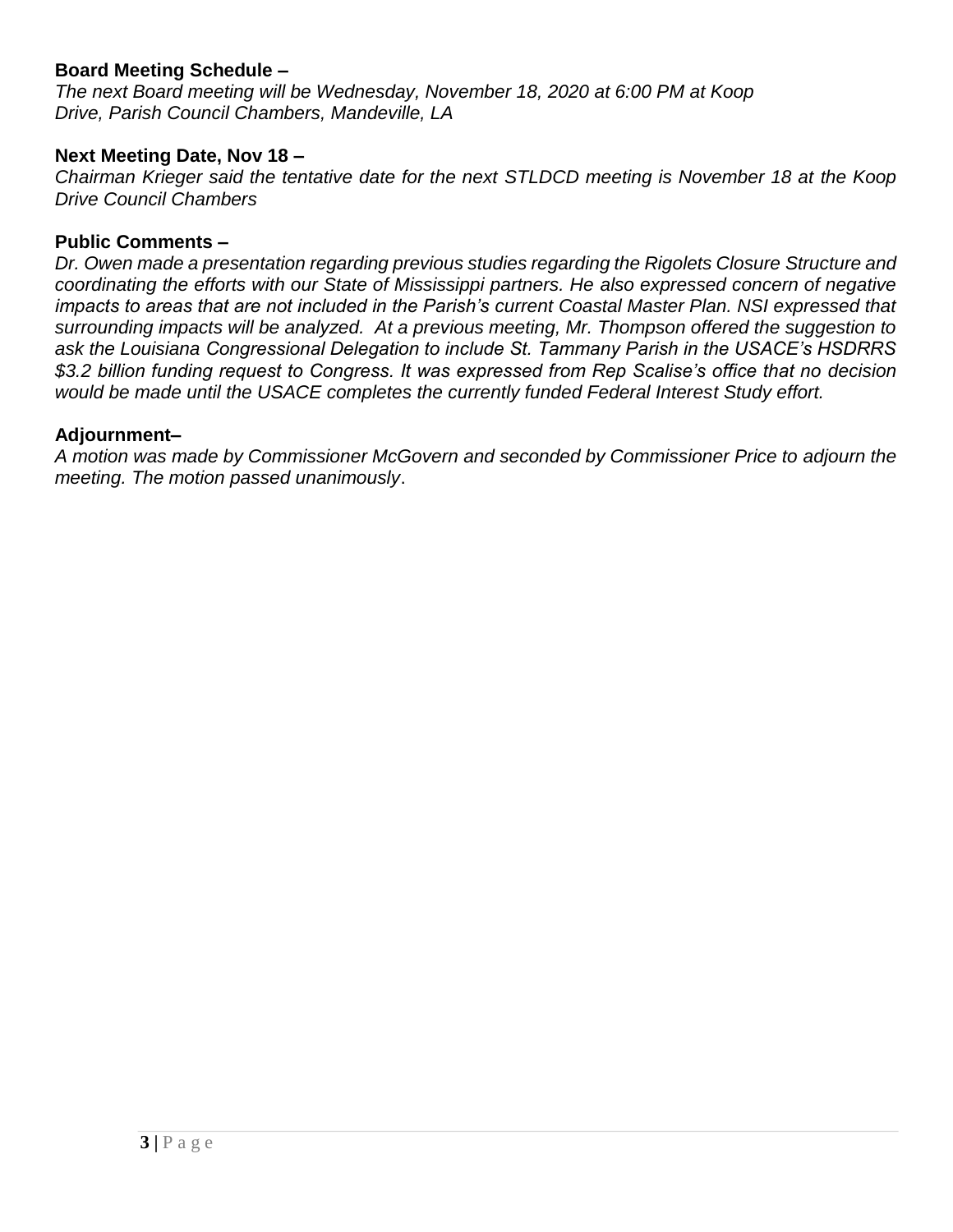**Board Meeting Schedule –**

*The next Board meeting will be Wednesday, November 18, 2020 at 6:00 PM at Koop Drive, Parish Council Chambers, Mandeville, LA*

**Next Meeting Date, Nov 18 –**

*Chairman Krieger said the tentative date for the next STLDCD meeting is November 18 at the Koop Drive Council Chambers*

**Public Comments –**

*Dr. Owen made a presentation regarding previous studies regarding the Rigolets Closure Structure and coordinating the efforts with our State of Mississippi partners. He also expressed concern of negative impacts to areas that are not included in the Parish's current Coastal Master Plan. NSI expressed that surrounding impacts will be analyzed. At a previous meeting, Mr. Thompson offered the suggestion to ask the Louisiana Congressional Delegation to include St. Tammany Parish in the USACE's HSDRRS $3.2 billion funding request to Congress. It was expressed from Rep Scalise's office that no decision would be made until the USACE completes the currently funded Federal Interest Study effort.*

**Adjournment–**

*A motion was made by Commissioner McGovern and seconded by Commissioner Price to adjourn the meeting. The motion passed unanimously*.